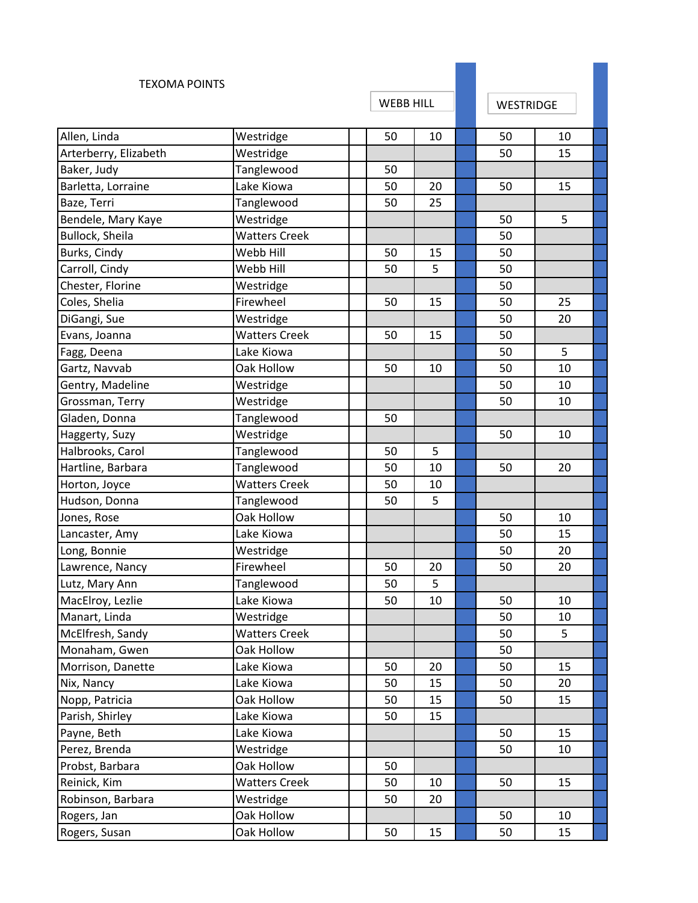TEXOMA POINTS

| Name | Club | | WEBB HILL | | | WESTRIDGE | | |
|---|---|---|---|---|---|---|---|---|
| Allen, Linda | Westridge | | 50 | 10 | | 50 | 10 | |
| Arterberry, Elizabeth | Westridge | | | | | 50 | 15 | |
| Baker, Judy | Tanglewood | | 50 | | | | | |
| Barletta, Lorraine | Lake Kiowa | | 50 | 20 | | 50 | 15 | |
| Baze, Terri | Tanglewood | | 50 | 25 | | | | |
| Bendele, Mary Kaye | Westridge | | | | | 50 | 5 | |
| Bullock, Sheila | Watters Creek | | | | | 50 | | |
| Burks, Cindy | Webb Hill | | 50 | 15 | | 50 | | |
| Carroll, Cindy | Webb Hill | | 50 | 5 | | 50 | | |
| Chester, Florine | Westridge | | | | | 50 | | |
| Coles, Shelia | Firewheel | | 50 | 15 | | 50 | 25 | |
| DiGangi, Sue | Westridge | | | | | 50 | 20 | |
| Evans, Joanna | Watters Creek | | 50 | 15 | | 50 | | |
| Fagg, Deena | Lake Kiowa | | | | | 50 | 5 | |
| Gartz, Navvab | Oak Hollow | | 50 | 10 | | 50 | 10 | |
| Gentry, Madeline | Westridge | | | | | 50 | 10 | |
| Grossman, Terry | Westridge | | | | | 50 | 10 | |
| Gladen, Donna | Tanglewood | | 50 | | | | | |
| Haggerty, Suzy | Westridge | | | | | 50 | 10 | |
| Halbrooks, Carol | Tanglewood | | 50 | 5 | | | | |
| Hartline, Barbara | Tanglewood | | 50 | 10 | | 50 | 20 | |
| Horton, Joyce | Watters Creek | | 50 | 10 | | | | |
| Hudson, Donna | Tanglewood | | 50 | 5 | | | | |
| Jones, Rose | Oak Hollow | | | | | 50 | 10 | |
| Lancaster, Amy | Lake Kiowa | | | | | 50 | 15 | |
| Long, Bonnie | Westridge | | | | | 50 | 20 | |
| Lawrence, Nancy | Firewheel | | 50 | 20 | | 50 | 20 | |
| Lutz, Mary Ann | Tanglewood | | 50 | 5 | | | | |
| MacElroy, Lezlie | Lake Kiowa | | 50 | 10 | | 50 | 10 | |
| Manart, Linda | Westridge | | | | | 50 | 10 | |
| McElfresh, Sandy | Watters Creek | | | | | 50 | 5 | |
| Monaham, Gwen | Oak Hollow | | | | | 50 | | |
| Morrison, Danette | Lake Kiowa | | 50 | 20 | | 50 | 15 | |
| Nix, Nancy | Lake Kiowa | | 50 | 15 | | 50 | 20 | |
| Nopp, Patricia | Oak Hollow | | 50 | 15 | | 50 | 15 | |
| Parish, Shirley | Lake Kiowa | | 50 | 15 | | | | |
| Payne, Beth | Lake Kiowa | | | | | 50 | 15 | |
| Perez, Brenda | Westridge | | | | | 50 | 10 | |
| Probst, Barbara | Oak Hollow | | 50 | | | | | |
| Reinick, Kim | Watters Creek | | 50 | 10 | | 50 | 15 | |
| Robinson, Barbara | Westridge | | 50 | 20 | | | | |
| Rogers, Jan | Oak Hollow | | | | | 50 | 10 | |
| Rogers, Susan | Oak Hollow | | 50 | 15 | | 50 | 15 | |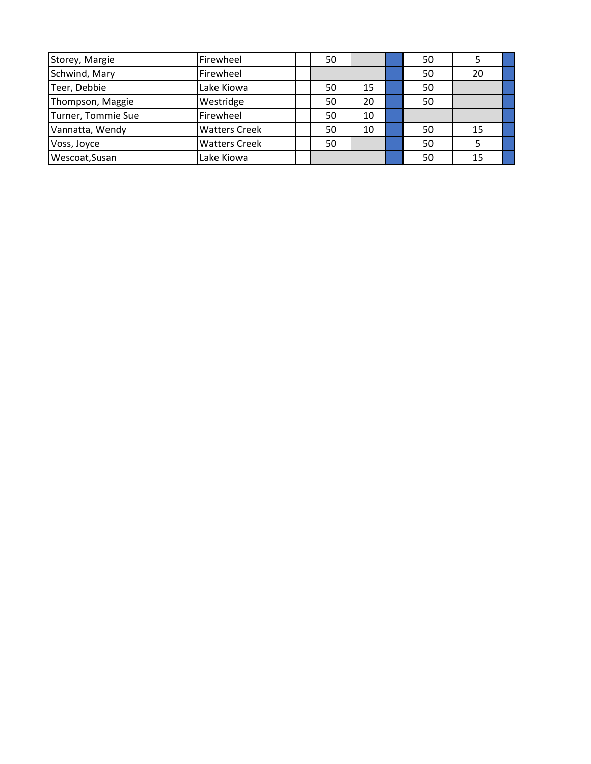| | | | | | | | | |
|---|---|---|---|---|---|---|---|---|
| Storey, Margie | Firewheel | | 50 | | | 50 | 5 | |
| Schwind, Mary | Firewheel | | | | | 50 | 20 | |
| Teer, Debbie | Lake Kiowa | | 50 | 15 | | 50 | | |
| Thompson, Maggie | Westridge | | 50 | 20 | | 50 | | |
| Turner, Tommie Sue | Firewheel | | 50 | 10 | | | | |
| Vannatta, Wendy | Watters Creek | | 50 | 10 | | 50 | 15 | |
| Voss, Joyce | Watters Creek | | 50 | | | 50 | 5 | |
| Wescoat,Susan | Lake Kiowa | | | | | 50 | 15 | |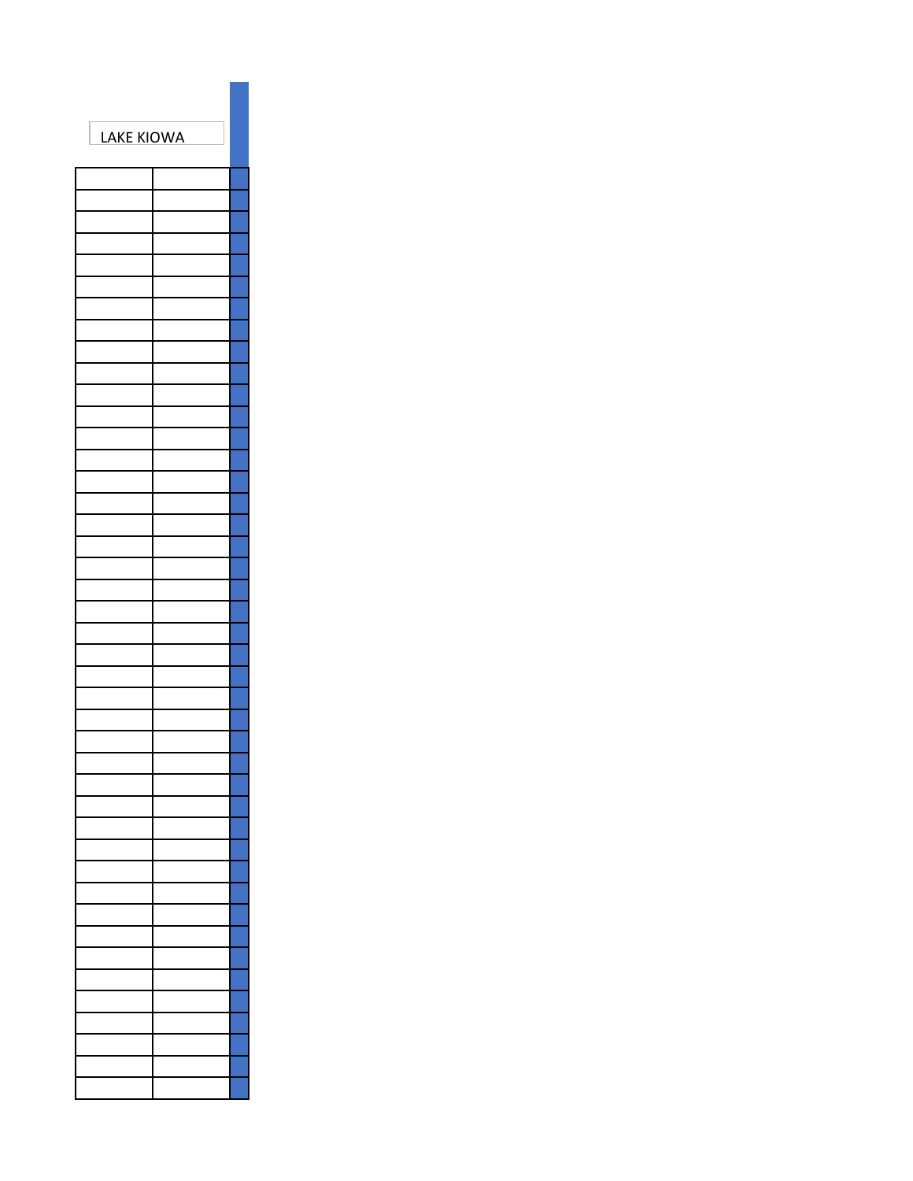LAKE KIOWA

| | |
|---|---|
| | |
| | |
| | |
| | |
| | |
| | |
| | |
| | |
| | |
| | |
| | |
| | |
| | |
| | |
| | |
| | |
| | |
| | |
| | |
| | |
| | |
| | |
| | |
| | |
| | |
| | |
| | |
| | |
| | |
| | |
| | |
| | |
| | |
| | |
| | |
| | |
| | |
| | |
| | |
| | |
| | |
| | |